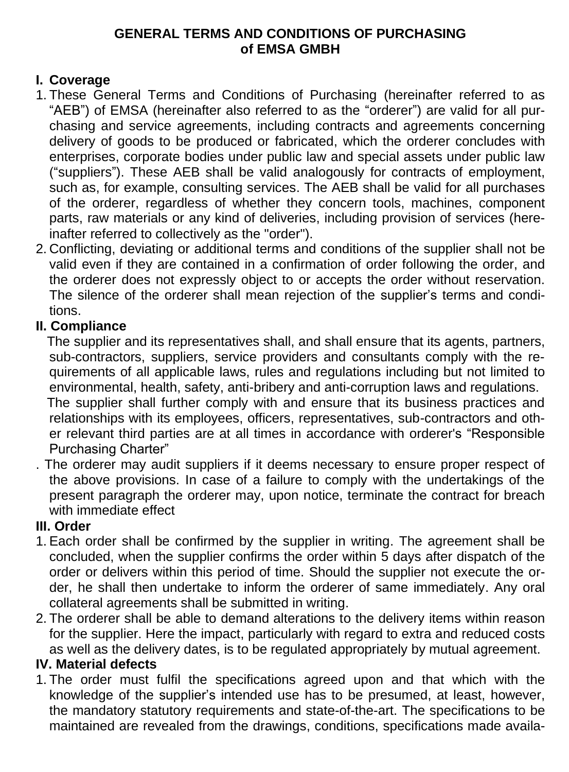**GENERAL TERMS AND CONDITIONS OF PURCHASING of EMSA GMBH**

## I. Coverage

1. These General Terms and Conditions of Purchasing (hereinafter referred to as "AEB") of EMSA (hereinafter also referred to as the "orderer") are valid for all purchasing and service agreements, including contracts and agreements concerning delivery of goods to be produced or fabricated, which the orderer concludes with enterprises, corporate bodies under public law and special assets under public law ("suppliers"). These AEB shall be valid analogously for contracts of employment, such as, for example, consulting services. The AEB shall be valid for all purchases of the orderer, regardless of whether they concern tools, machines, component parts, raw materials or any kind of deliveries, including provision of services (hereinafter referred to collectively as the "order").
2. Conflicting, deviating or additional terms and conditions of the supplier shall not be valid even if they are contained in a confirmation of order following the order, and the orderer does not expressly object to or accepts the order without reservation. The silence of the orderer shall mean rejection of the supplier's terms and conditions.

## II. Compliance

The supplier and its representatives shall, and shall ensure that its agents, partners, sub-contractors, suppliers, service providers and consultants comply with the requirements of all applicable laws, rules and regulations including but not limited to environmental, health, safety, anti-bribery and anti-corruption laws and regulations.

The supplier shall further comply with and ensure that its business practices and relationships with its employees, officers, representatives, sub-contractors and other relevant third parties are at all times in accordance with orderer's "Responsible Purchasing Charter"

. The orderer may audit suppliers if it deems necessary to ensure proper respect of the above provisions. In case of a failure to comply with the undertakings of the present paragraph the orderer may, upon notice, terminate the contract for breach with immediate effect

## III. Order

1. Each order shall be confirmed by the supplier in writing. The agreement shall be concluded, when the supplier confirms the order within 5 days after dispatch of the order or delivers within this period of time. Should the supplier not execute the order, he shall then undertake to inform the orderer of same immediately. Any oral collateral agreements shall be submitted in writing.
2. The orderer shall be able to demand alterations to the delivery items within reason for the supplier. Here the impact, particularly with regard to extra and reduced costs as well as the delivery dates, is to be regulated appropriately by mutual agreement.

## IV. Material defects

1. The order must fulfil the specifications agreed upon and that which with the knowledge of the supplier's intended use has to be presumed, at least, however, the mandatory statutory requirements and state-of-the-art. The specifications to be maintained are revealed from the drawings, conditions, specifications made availa-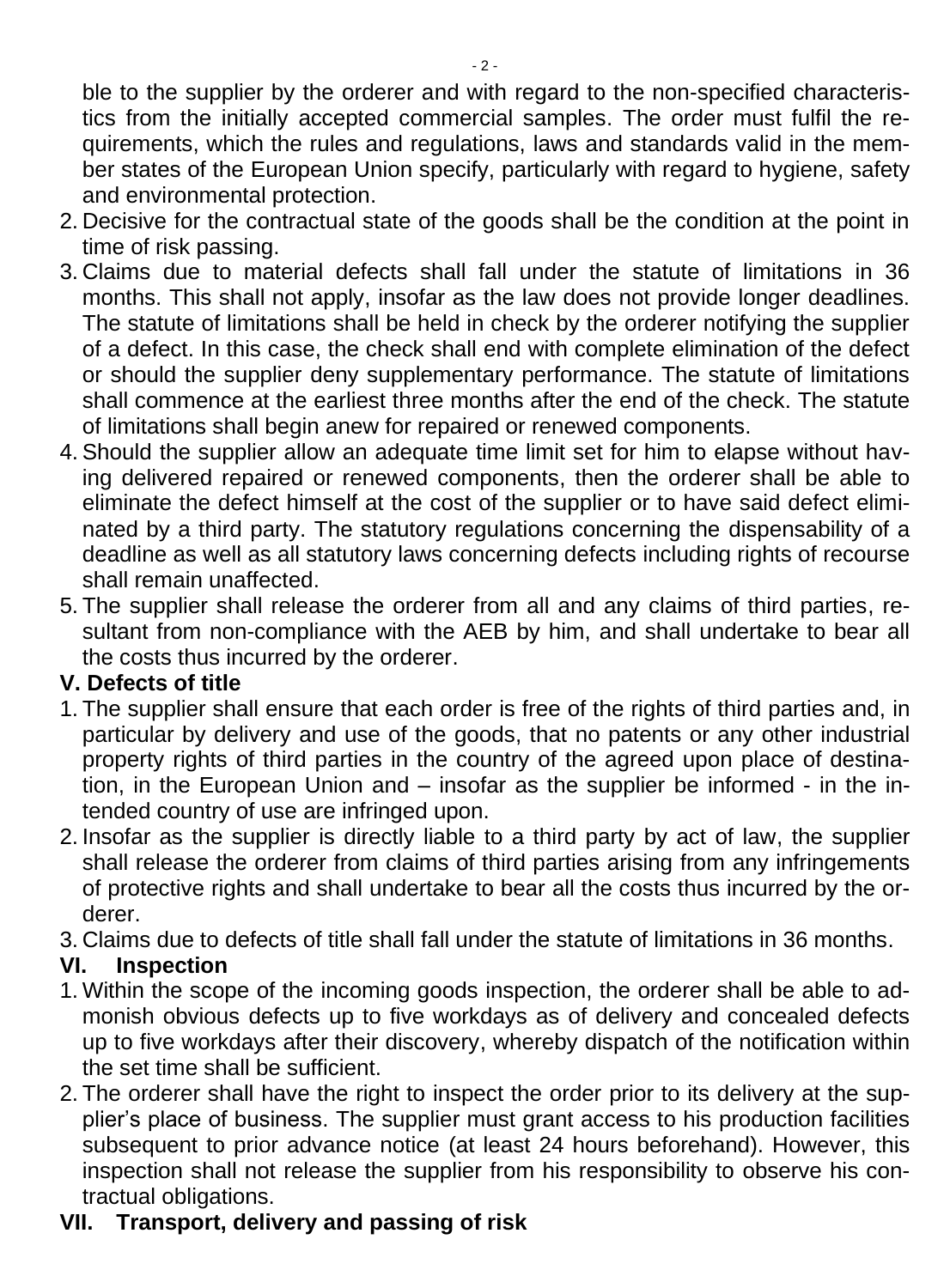ble to the supplier by the orderer and with regard to the non-specified characteristics from the initially accepted commercial samples. The order must fulfil the requirements, which the rules and regulations, laws and standards valid in the member states of the European Union specify, particularly with regard to hygiene, safety and environmental protection.

2. Decisive for the contractual state of the goods shall be the condition at the point in time of risk passing.
3. Claims due to material defects shall fall under the statute of limitations in 36 months. This shall not apply, insofar as the law does not provide longer deadlines. The statute of limitations shall be held in check by the orderer notifying the supplier of a defect. In this case, the check shall end with complete elimination of the defect or should the supplier deny supplementary performance. The statute of limitations shall commence at the earliest three months after the end of the check. The statute of limitations shall begin anew for repaired or renewed components.
4. Should the supplier allow an adequate time limit set for him to elapse without having delivered repaired or renewed components, then the orderer shall be able to eliminate the defect himself at the cost of the supplier or to have said defect eliminated by a third party. The statutory regulations concerning the dispensability of a deadline as well as all statutory laws concerning defects including rights of recourse shall remain unaffected.
5. The supplier shall release the orderer from all and any claims of third parties, resultant from non-compliance with the AEB by him, and shall undertake to bear all the costs thus incurred by the orderer.

## V. Defects of title

1. The supplier shall ensure that each order is free of the rights of third parties and, in particular by delivery and use of the goods, that no patents or any other industrial property rights of third parties in the country of the agreed upon place of destination, in the European Union and – insofar as the supplier be informed - in the intended country of use are infringed upon.
2. Insofar as the supplier is directly liable to a third party by act of law, the supplier shall release the orderer from claims of third parties arising from any infringements of protective rights and shall undertake to bear all the costs thus incurred by the orderer.
3. Claims due to defects of title shall fall under the statute of limitations in 36 months.

## VI. Inspection

1. Within the scope of the incoming goods inspection, the orderer shall be able to admonish obvious defects up to five workdays as of delivery and concealed defects up to five workdays after their discovery, whereby dispatch of the notification within the set time shall be sufficient.
2. The orderer shall have the right to inspect the order prior to its delivery at the supplier's place of business. The supplier must grant access to his production facilities subsequent to prior advance notice (at least 24 hours beforehand). However, this inspection shall not release the supplier from his responsibility to observe his contractual obligations.

## VII. Transport, delivery and passing of risk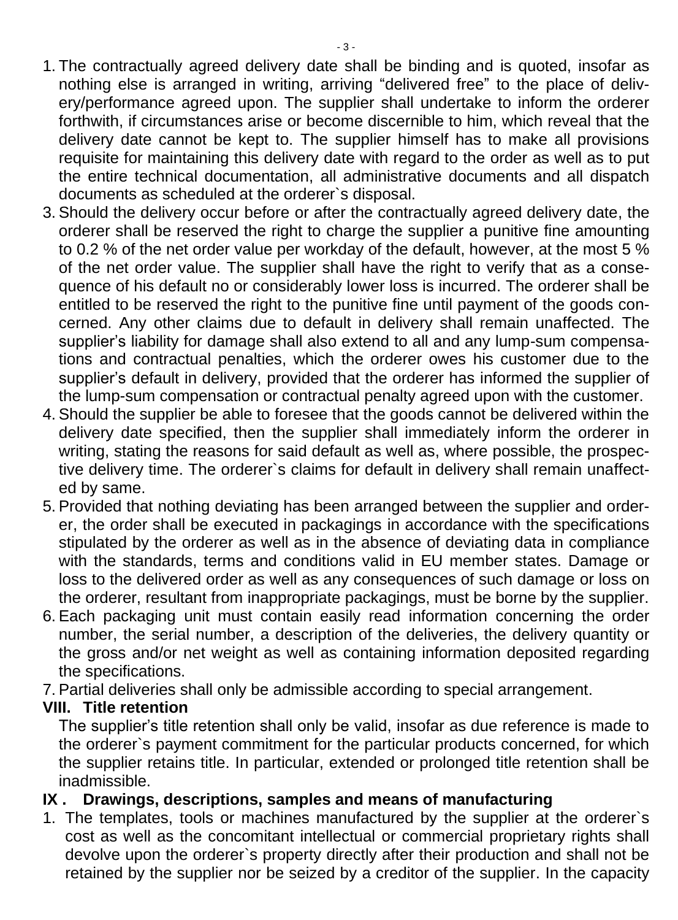1. The contractually agreed delivery date shall be binding and is quoted, insofar as nothing else is arranged in writing, arriving “delivered free” to the place of delivery/performance agreed upon. The supplier shall undertake to inform the orderer forthwith, if circumstances arise or become discernible to him, which reveal that the delivery date cannot be kept to. The supplier himself has to make all provisions requisite for maintaining this delivery date with regard to the order as well as to put the entire technical documentation, all administrative documents and all dispatch documents as scheduled at the orderer`s disposal.
3. Should the delivery occur before or after the contractually agreed delivery date, the orderer shall be reserved the right to charge the supplier a punitive fine amounting to 0.2 % of the net order value per workday of the default, however, at the most 5 % of the net order value. The supplier shall have the right to verify that as a consequence of his default no or considerably lower loss is incurred. The orderer shall be entitled to be reserved the right to the punitive fine until payment of the goods concerned. Any other claims due to default in delivery shall remain unaffected. The supplier’s liability for damage shall also extend to all and any lump-sum compensations and contractual penalties, which the orderer owes his customer due to the supplier’s default in delivery, provided that the orderer has informed the supplier of the lump-sum compensation or contractual penalty agreed upon with the customer.
4. Should the supplier be able to foresee that the goods cannot be delivered within the delivery date specified, then the supplier shall immediately inform the orderer in writing, stating the reasons for said default as well as, where possible, the prospective delivery time. The orderer`s claims for default in delivery shall remain unaffected by same.
5. Provided that nothing deviating has been arranged between the supplier and orderer, the order shall be executed in packagings in accordance with the specifications stipulated by the orderer as well as in the absence of deviating data in compliance with the standards, terms and conditions valid in EU member states. Damage or loss to the delivered order as well as any consequences of such damage or loss on the orderer, resultant from inappropriate packagings, must be borne by the supplier.
6. Each packaging unit must contain easily read information concerning the order number, the serial number, a description of the deliveries, the delivery quantity or the gross and/or net weight as well as containing information deposited regarding the specifications.
7. Partial deliveries shall only be admissible according to special arrangement.

## VIII. Title retention

The supplier’s title retention shall only be valid, insofar as due reference is made to the orderer`s payment commitment for the particular products concerned, for which the supplier retains title. In particular, extended or prolonged title retention shall be inadmissible.

## IX . Drawings, descriptions, samples and means of manufacturing

1. The templates, tools or machines manufactured by the supplier at the orderer`s cost as well as the concomitant intellectual or commercial proprietary rights shall devolve upon the orderer`s property directly after their production and shall not be retained by the supplier nor be seized by a creditor of the supplier. In the capacity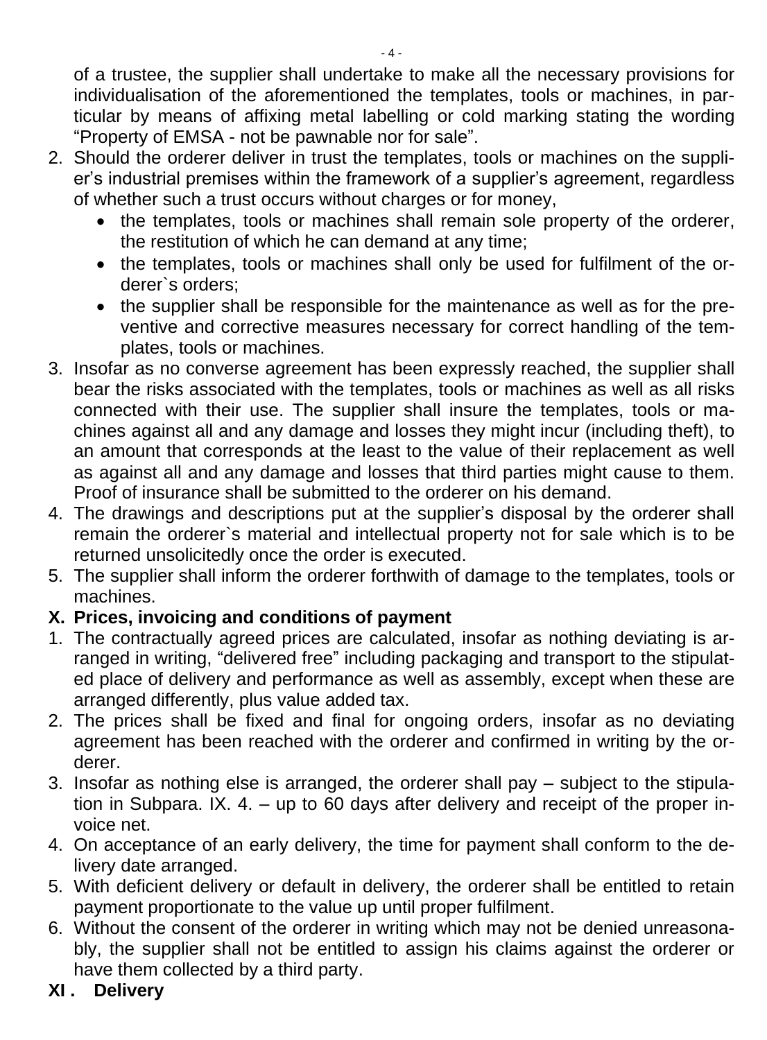of a trustee, the supplier shall undertake to make all the necessary provisions for individualisation of the aforementioned the templates, tools or machines, in particular by means of affixing metal labelling or cold marking stating the wording “Property of EMSA - not be pawnable nor for sale”.

2. Should the orderer deliver in trust the templates, tools or machines on the supplier’s industrial premises within the framework of a supplier’s agreement, regardless of whether such a trust occurs without charges or for money,
   - the templates, tools or machines shall remain sole property of the orderer, the restitution of which he can demand at any time;
   - the templates, tools or machines shall only be used for fulfilment of the orderer`s orders;
   - the supplier shall be responsible for the maintenance as well as for the preventive and corrective measures necessary for correct handling of the templates, tools or machines.
3. Insofar as no converse agreement has been expressly reached, the supplier shall bear the risks associated with the templates, tools or machines as well as all risks connected with their use. The supplier shall insure the templates, tools or machines against all and any damage and losses they might incur (including theft), to an amount that corresponds at the least to the value of their replacement as well as against all and any damage and losses that third parties might cause to them. Proof of insurance shall be submitted to the orderer on his demand.
4. The drawings and descriptions put at the supplier’s disposal by the orderer shall remain the orderer`s material and intellectual property not for sale which is to be returned unsolicitedly once the order is executed.
5. The supplier shall inform the orderer forthwith of damage to the templates, tools or machines.

## X. Prices, invoicing and conditions of payment

1. The contractually agreed prices are calculated, insofar as nothing deviating is arranged in writing, “delivered free” including packaging and transport to the stipulated place of delivery and performance as well as assembly, except when these are arranged differently, plus value added tax.
2. The prices shall be fixed and final for ongoing orders, insofar as no deviating agreement has been reached with the orderer and confirmed in writing by the orderer.
3. Insofar as nothing else is arranged, the orderer shall pay – subject to the stipulation in Subpara. IX. 4. – up to 60 days after delivery and receipt of the proper invoice net.
4. On acceptance of an early delivery, the time for payment shall conform to the delivery date arranged.
5. With deficient delivery or default in delivery, the orderer shall be entitled to retain payment proportionate to the value up until proper fulfilment.
6. Without the consent of the orderer in writing which may not be denied unreasonably, the supplier shall not be entitled to assign his claims against the orderer or have them collected by a third party.

## XI . Delivery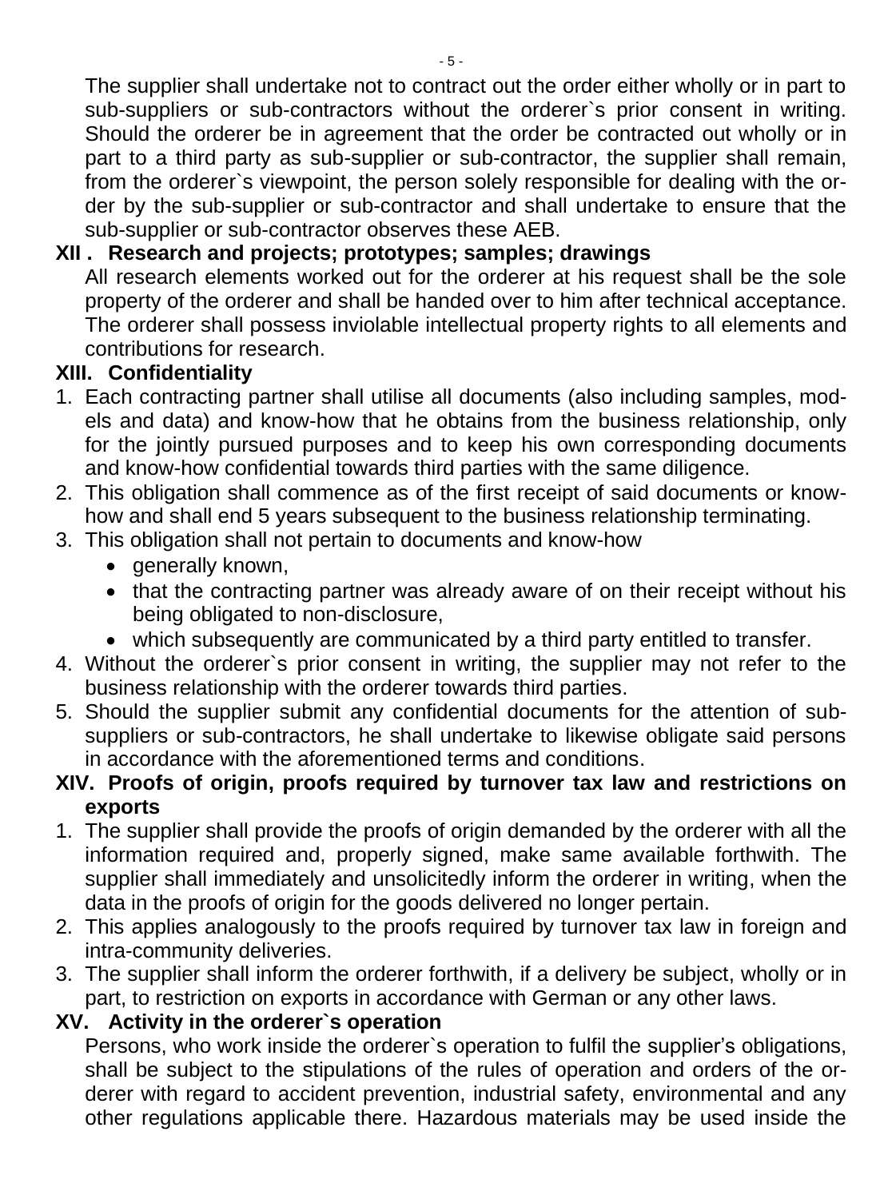The supplier shall undertake not to contract out the order either wholly or in part to sub-suppliers or sub-contractors without the orderer`s prior consent in writing. Should the orderer be in agreement that the order be contracted out wholly or in part to a third party as sub-supplier or sub-contractor, the supplier shall remain, from the orderer`s viewpoint, the person solely responsible for dealing with the order by the sub-supplier or sub-contractor and shall undertake to ensure that the sub-supplier or sub-contractor observes these AEB.

## XII . Research and projects; prototypes; samples; drawings

All research elements worked out for the orderer at his request shall be the sole property of the orderer and shall be handed over to him after technical acceptance. The orderer shall possess inviolable intellectual property rights to all elements and contributions for research.

## XIII. Confidentiality

1. Each contracting partner shall utilise all documents (also including samples, models and data) and know-how that he obtains from the business relationship, only for the jointly pursued purposes and to keep his own corresponding documents and know-how confidential towards third parties with the same diligence.
2. This obligation shall commence as of the first receipt of said documents or know-how and shall end 5 years subsequent to the business relationship terminating.
3. This obligation shall not pertain to documents and know-how
   - generally known,
   - that the contracting partner was already aware of on their receipt without his being obligated to non-disclosure,
   - which subsequently are communicated by a third party entitled to transfer.
4. Without the orderer`s prior consent in writing, the supplier may not refer to the business relationship with the orderer towards third parties.
5. Should the supplier submit any confidential documents for the attention of sub-suppliers or sub-contractors, he shall undertake to likewise obligate said persons in accordance with the aforementioned terms and conditions.

## XIV. Proofs of origin, proofs required by turnover tax law and restrictions on exports

1. The supplier shall provide the proofs of origin demanded by the orderer with all the information required and, properly signed, make same available forthwith. The supplier shall immediately and unsolicitedly inform the orderer in writing, when the data in the proofs of origin for the goods delivered no longer pertain.
2. This applies analogously to the proofs required by turnover tax law in foreign and intra-community deliveries.
3. The supplier shall inform the orderer forthwith, if a delivery be subject, wholly or in part, to restriction on exports in accordance with German or any other laws.

## XV. Activity in the orderer`s operation

Persons, who work inside the orderer`s operation to fulfil the supplier's obligations, shall be subject to the stipulations of the rules of operation and orders of the orderer with regard to accident prevention, industrial safety, environmental and any other regulations applicable there. Hazardous materials may be used inside the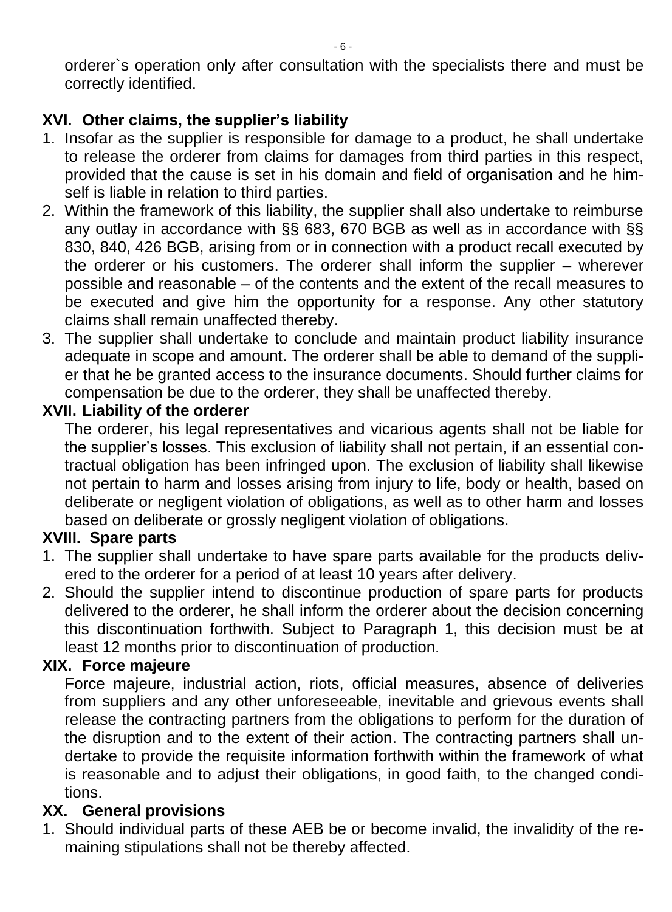orderer`s operation only after consultation with the specialists there and must be correctly identified.

## XVI. Other claims, the supplier's liability

1. Insofar as the supplier is responsible for damage to a product, he shall undertake to release the orderer from claims for damages from third parties in this respect, provided that the cause is set in his domain and field of organisation and he himself is liable in relation to third parties.
2. Within the framework of this liability, the supplier shall also undertake to reimburse any outlay in accordance with §§ 683, 670 BGB as well as in accordance with §§ 830, 840, 426 BGB, arising from or in connection with a product recall executed by the orderer or his customers. The orderer shall inform the supplier – wherever possible and reasonable – of the contents and the extent of the recall measures to be executed and give him the opportunity for a response. Any other statutory claims shall remain unaffected thereby.
3. The supplier shall undertake to conclude and maintain product liability insurance adequate in scope and amount. The orderer shall be able to demand of the supplier that he be granted access to the insurance documents. Should further claims for compensation be due to the orderer, they shall be unaffected thereby.

## XVII. Liability of the orderer

The orderer, his legal representatives and vicarious agents shall not be liable for the supplier's losses. This exclusion of liability shall not pertain, if an essential contractual obligation has been infringed upon. The exclusion of liability shall likewise not pertain to harm and losses arising from injury to life, body or health, based on deliberate or negligent violation of obligations, as well as to other harm and losses based on deliberate or grossly negligent violation of obligations.

## XVIII. Spare parts

1. The supplier shall undertake to have spare parts available for the products delivered to the orderer for a period of at least 10 years after delivery.
2. Should the supplier intend to discontinue production of spare parts for products delivered to the orderer, he shall inform the orderer about the decision concerning this discontinuation forthwith. Subject to Paragraph 1, this decision must be at least 12 months prior to discontinuation of production.

## XIX. Force majeure

Force majeure, industrial action, riots, official measures, absence of deliveries from suppliers and any other unforeseeable, inevitable and grievous events shall release the contracting partners from the obligations to perform for the duration of the disruption and to the extent of their action. The contracting partners shall undertake to provide the requisite information forthwith within the framework of what is reasonable and to adjust their obligations, in good faith, to the changed conditions.

## XX. General provisions

1. Should individual parts of these AEB be or become invalid, the invalidity of the remaining stipulations shall not be thereby affected.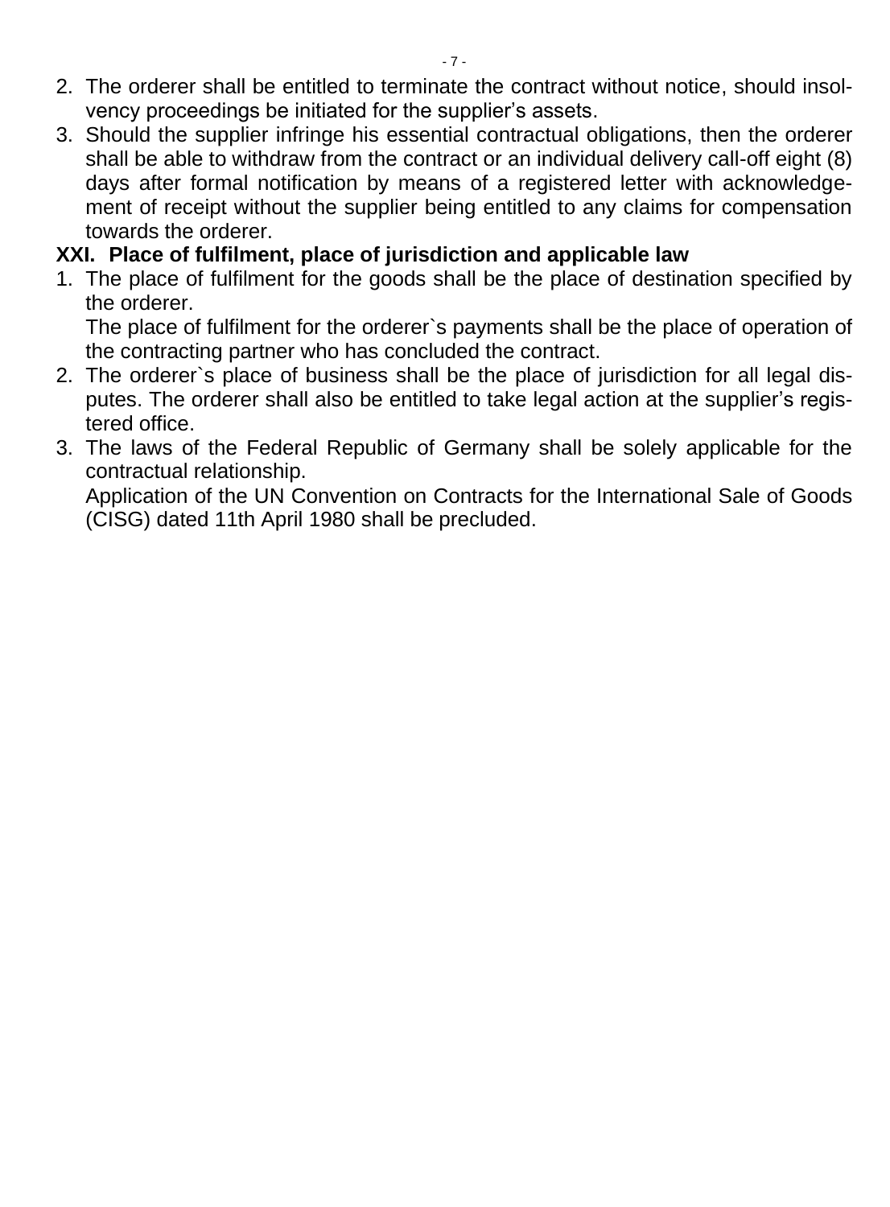2. The orderer shall be entitled to terminate the contract without notice, should insolvency proceedings be initiated for the supplier's assets.
3. Should the supplier infringe his essential contractual obligations, then the orderer shall be able to withdraw from the contract or an individual delivery call-off eight (8) days after formal notification by means of a registered letter with acknowledgement of receipt without the supplier being entitled to any claims for compensation towards the orderer.

## XXI. Place of fulfilment, place of jurisdiction and applicable law

1. The place of fulfilment for the goods shall be the place of destination specified by the orderer.

   The place of fulfilment for the orderer`s payments shall be the place of operation of the contracting partner who has concluded the contract.
2. The orderer`s place of business shall be the place of jurisdiction for all legal disputes. The orderer shall also be entitled to take legal action at the supplier's registered office.
3. The laws of the Federal Republic of Germany shall be solely applicable for the contractual relationship.

   Application of the UN Convention on Contracts for the International Sale of Goods (CISG) dated 11th April 1980 shall be precluded.